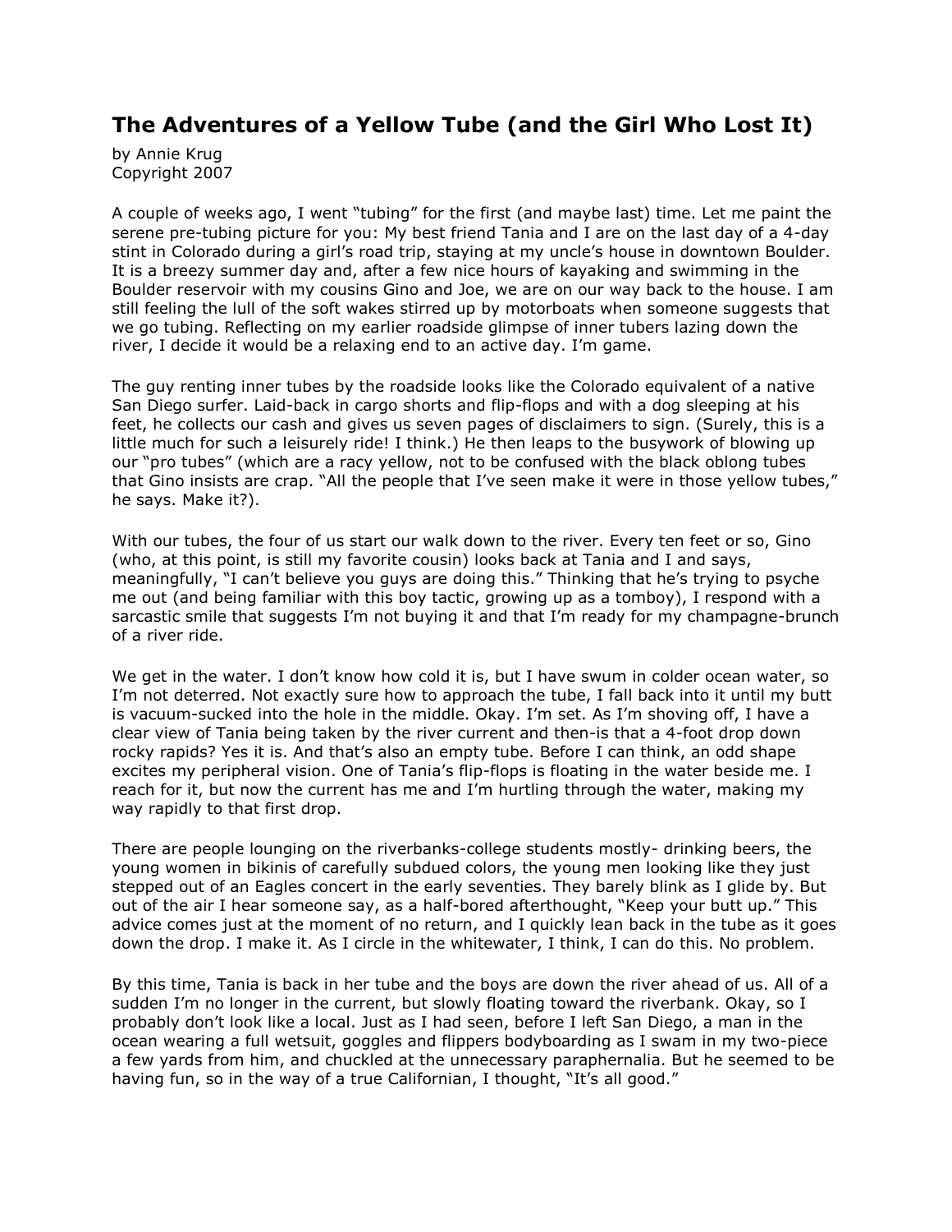# The Adventures of a Yellow Tube (and the Girl Who Lost It)

by Annie Krug
Copyright 2007

A couple of weeks ago, I went "tubing" for the first (and maybe last) time. Let me paint the serene pre-tubing picture for you: My best friend Tania and I are on the last day of a 4-day stint in Colorado during a girl's road trip, staying at my uncle's house in downtown Boulder. It is a breezy summer day and, after a few nice hours of kayaking and swimming in the Boulder reservoir with my cousins Gino and Joe, we are on our way back to the house. I am still feeling the lull of the soft wakes stirred up by motorboats when someone suggests that we go tubing. Reflecting on my earlier roadside glimpse of inner tubers lazing down the river, I decide it would be a relaxing end to an active day. I'm game.

The guy renting inner tubes by the roadside looks like the Colorado equivalent of a native San Diego surfer. Laid-back in cargo shorts and flip-flops and with a dog sleeping at his feet, he collects our cash and gives us seven pages of disclaimers to sign. (Surely, this is a little much for such a leisurely ride! I think.) He then leaps to the busywork of blowing up our "pro tubes" (which are a racy yellow, not to be confused with the black oblong tubes that Gino insists are crap. "All the people that I've seen make it were in those yellow tubes," he says. Make it?).

With our tubes, the four of us start our walk down to the river. Every ten feet or so, Gino (who, at this point, is still my favorite cousin) looks back at Tania and I and says, meaningfully, "I can't believe you guys are doing this." Thinking that he's trying to psyche me out (and being familiar with this boy tactic, growing up as a tomboy), I respond with a sarcastic smile that suggests I'm not buying it and that I'm ready for my champagne-brunch of a river ride.

We get in the water. I don't know how cold it is, but I have swum in colder ocean water, so I'm not deterred. Not exactly sure how to approach the tube, I fall back into it until my butt is vacuum-sucked into the hole in the middle. Okay. I'm set. As I'm shoving off, I have a clear view of Tania being taken by the river current and then-is that a 4-foot drop down rocky rapids? Yes it is. And that's also an empty tube. Before I can think, an odd shape excites my peripheral vision. One of Tania's flip-flops is floating in the water beside me. I reach for it, but now the current has me and I'm hurtling through the water, making my way rapidly to that first drop.

There are people lounging on the riverbanks-college students mostly- drinking beers, the young women in bikinis of carefully subdued colors, the young men looking like they just stepped out of an Eagles concert in the early seventies. They barely blink as I glide by. But out of the air I hear someone say, as a half-bored afterthought, "Keep your butt up." This advice comes just at the moment of no return, and I quickly lean back in the tube as it goes down the drop. I make it. As I circle in the whitewater, I think, I can do this. No problem.

By this time, Tania is back in her tube and the boys are down the river ahead of us. All of a sudden I'm no longer in the current, but slowly floating toward the riverbank. Okay, so I probably don't look like a local. Just as I had seen, before I left San Diego, a man in the ocean wearing a full wetsuit, goggles and flippers bodyboarding as I swam in my two-piece a few yards from him, and chuckled at the unnecessary paraphernalia. But he seemed to be having fun, so in the way of a true Californian, I thought, "It's all good."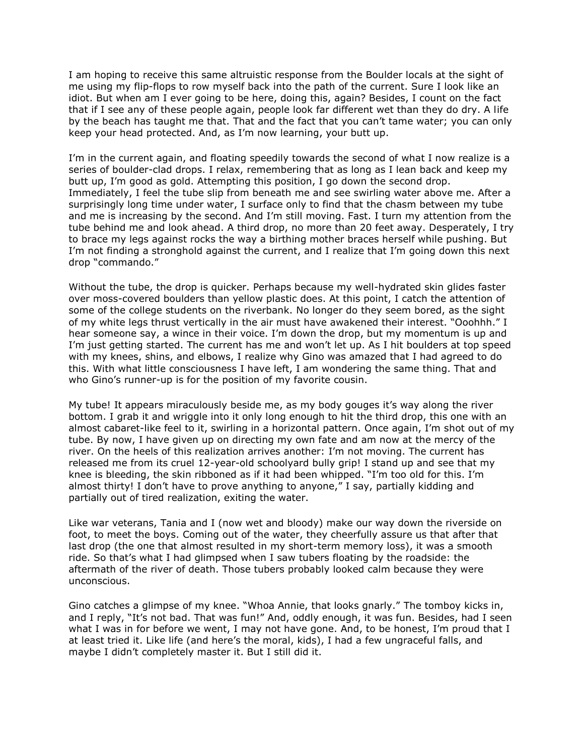I am hoping to receive this same altruistic response from the Boulder locals at the sight of me using my flip-flops to row myself back into the path of the current. Sure I look like an idiot. But when am I ever going to be here, doing this, again? Besides, I count on the fact that if I see any of these people again, people look far different wet than they do dry. A life by the beach has taught me that. That and the fact that you can't tame water; you can only keep your head protected. And, as I'm now learning, your butt up.

I'm in the current again, and floating speedily towards the second of what I now realize is a series of boulder-clad drops. I relax, remembering that as long as I lean back and keep my butt up, I'm good as gold. Attempting this position, I go down the second drop. Immediately, I feel the tube slip from beneath me and see swirling water above me. After a surprisingly long time under water, I surface only to find that the chasm between my tube and me is increasing by the second. And I'm still moving. Fast. I turn my attention from the tube behind me and look ahead. A third drop, no more than 20 feet away. Desperately, I try to brace my legs against rocks the way a birthing mother braces herself while pushing. But I'm not finding a stronghold against the current, and I realize that I'm going down this next drop "commando."

Without the tube, the drop is quicker. Perhaps because my well-hydrated skin glides faster over moss-covered boulders than yellow plastic does. At this point, I catch the attention of some of the college students on the riverbank. No longer do they seem bored, as the sight of my white legs thrust vertically in the air must have awakened their interest. "Ooohhh." I hear someone say, a wince in their voice. I'm down the drop, but my momentum is up and I'm just getting started. The current has me and won't let up. As I hit boulders at top speed with my knees, shins, and elbows, I realize why Gino was amazed that I had agreed to do this. With what little consciousness I have left, I am wondering the same thing. That and who Gino's runner-up is for the position of my favorite cousin.

My tube! It appears miraculously beside me, as my body gouges it's way along the river bottom. I grab it and wriggle into it only long enough to hit the third drop, this one with an almost cabaret-like feel to it, swirling in a horizontal pattern. Once again, I'm shot out of my tube. By now, I have given up on directing my own fate and am now at the mercy of the river. On the heels of this realization arrives another: I'm not moving. The current has released me from its cruel 12-year-old schoolyard bully grip! I stand up and see that my knee is bleeding, the skin ribboned as if it had been whipped. "I'm too old for this. I'm almost thirty! I don't have to prove anything to anyone," I say, partially kidding and partially out of tired realization, exiting the water.

Like war veterans, Tania and I (now wet and bloody) make our way down the riverside on foot, to meet the boys. Coming out of the water, they cheerfully assure us that after that last drop (the one that almost resulted in my short-term memory loss), it was a smooth ride. So that's what I had glimpsed when I saw tubers floating by the roadside: the aftermath of the river of death. Those tubers probably looked calm because they were unconscious.

Gino catches a glimpse of my knee. "Whoa Annie, that looks gnarly." The tomboy kicks in, and I reply, "It's not bad. That was fun!" And, oddly enough, it was fun. Besides, had I seen what I was in for before we went, I may not have gone. And, to be honest, I'm proud that I at least tried it. Like life (and here's the moral, kids), I had a few ungraceful falls, and maybe I didn't completely master it. But I still did it.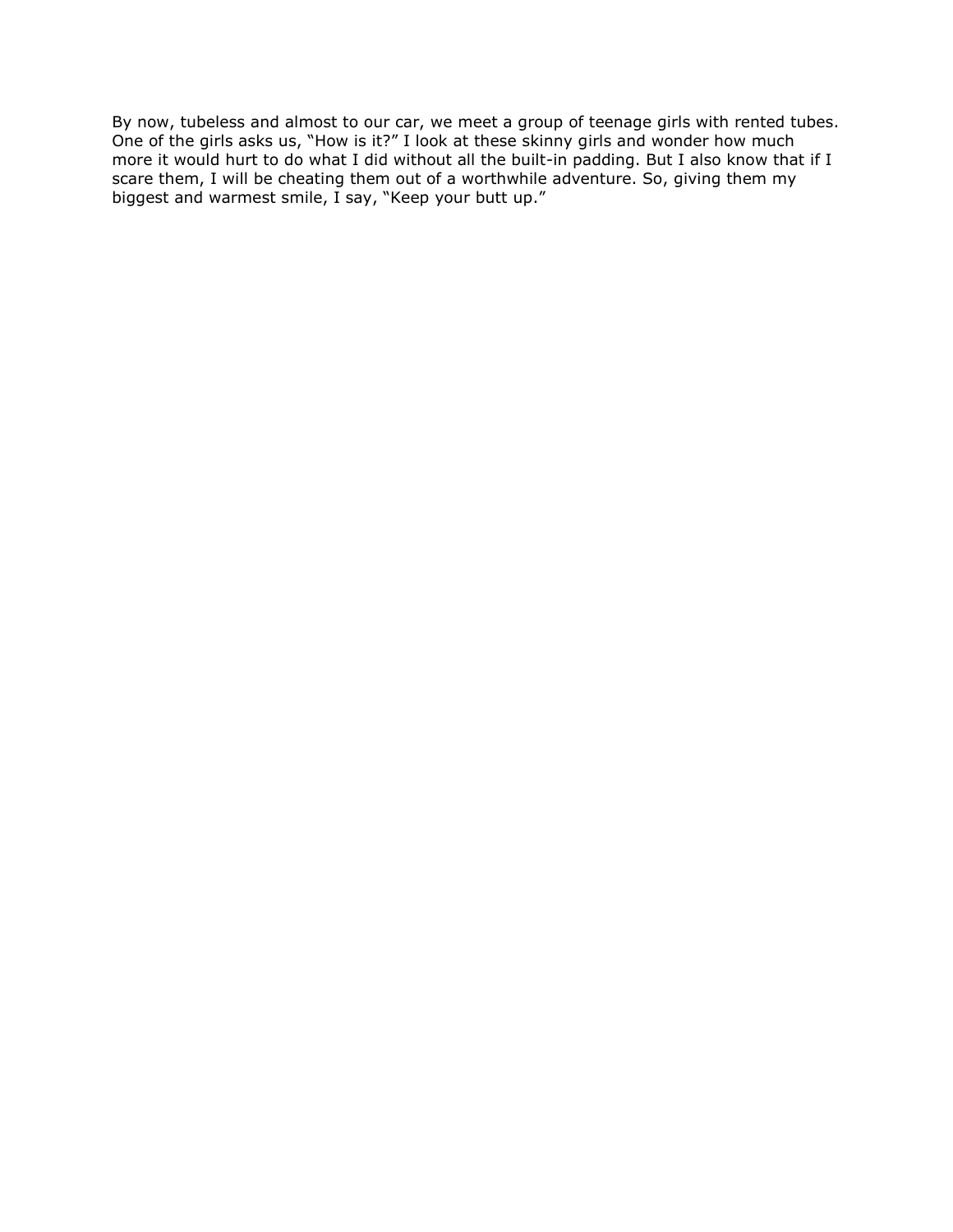By now, tubeless and almost to our car, we meet a group of teenage girls with rented tubes. One of the girls asks us, "How is it?" I look at these skinny girls and wonder how much more it would hurt to do what I did without all the built-in padding. But I also know that if I scare them, I will be cheating them out of a worthwhile adventure. So, giving them my biggest and warmest smile, I say, "Keep your butt up."